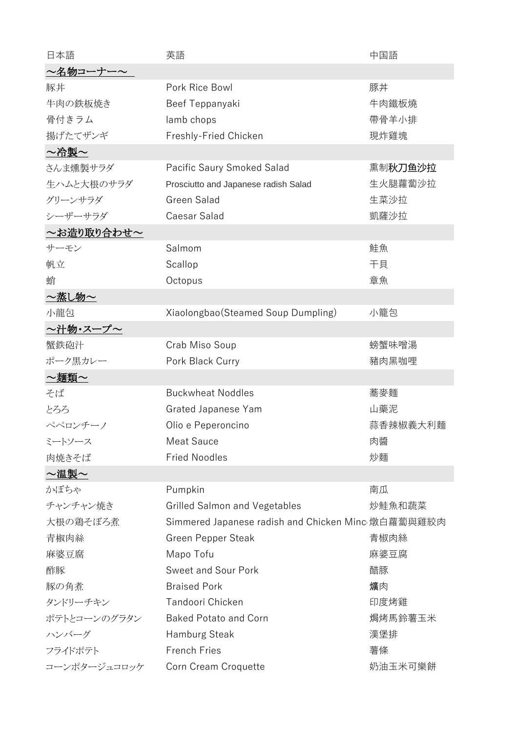| 日本語 | 英語 | 中国語 |
| --- | --- | --- |
| **~名物コーナー~** | | |
| 豚丼 | Pork Rice Bowl | 豚丼 |
| 牛肉の鉄板焼き | Beef Teppanyaki | 牛肉鐵板燒 |
| 骨付きラム | lamb chops | 帶骨羊小排 |
| 揚げたてザンギ | Freshly-Fried Chicken | 現炸雞塊 |
| **~冷製~** | | |
| さんま燻製サラダ | Pacific Saury Smoked Salad | 熏制秋刀鱼沙拉 |
| 生ハムと大根のサラダ | Prosciutto and Japanese radish Salad | 生火腿蘿蔔沙拉 |
| グリーンサラダ | Green Salad | 生菜沙拉 |
| シーザーサラダ | Caesar Salad | 凱薩沙拉 |
| **~お造り取り合わせ~** | | |
| サーモン | Salmom | 鮭魚 |
| 帆立 | Scallop | 干貝 |
| 蛸 | Octopus | 章魚 |
| **~蒸し物~** | | |
| 小龍包 | Xiaolongbao(Steamed Soup Dumpling) | 小籠包 |
| **~汁物・スープ~** | | |
| 蟹鉄砲汁 | Crab Miso Soup | 螃蟹味噌湯 |
| ポーク黒カレー | Pork Black Curry | 豬肉黑咖哩 |
| **~麺類~** | | |
| そば | Buckwheat Noddles | 蕎麥麵 |
| とろろ | Grated Japanese Yam | 山藥泥 |
| ペペロンチーノ | Olio e Peperoncino | 蒜香辣椒義大利麵 |
| ミートソース | Meat Sauce | 肉醬 |
| 肉焼きそば | Fried Noodles | 炒麵 |
| **~温製~** | | |
| かぼちゃ | Pumpkin | 南瓜 |
| チャンチャン焼き | Grilled Salmon and Vegetables | 炒鮭魚和蔬菜 |
| 大根の鶏そぼろ煮 | Simmered Japanese radish and Chicken Minc | 燉白蘿蔔與雞絞肉 |
| 青椒肉絲 | Green Pepper Steak | 青椒肉絲 |
| 麻婆豆腐 | Mapo Tofu | 麻婆豆腐 |
| 酢豚 | Sweet and Sour Pork | 醋豚 |
| 豚の角煮 | Braised Pork | 爌肉 |
| タンドリーチキン | Tandoori Chicken | 印度烤雞 |
| ポテトとコーンのグラタン | Baked Potato and Corn | 焗烤馬鈴薯玉米 |
| ハンバーグ | Hamburg Steak | 漢堡排 |
| フライドポテト | French Fries | 薯條 |
| コーンポタージュコロッケ | Corn Cream Croquette | 奶油玉米可樂餅 |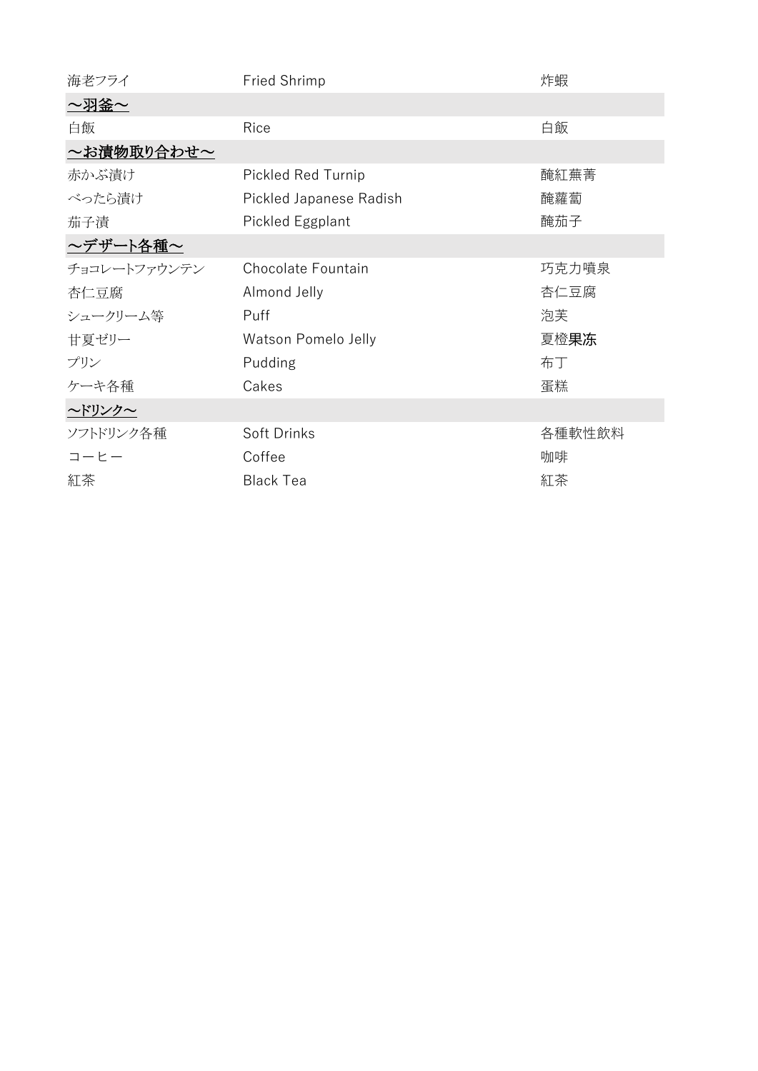| | | |
|---|---|---|
| 海老フライ | Fried Shrimp | 炸蝦 |
| **~~羽釜~~** | | |
| 白飯 | Rice | 白飯 |
| **～お漬物取り合わせ～** | | |
| 赤かぶ漬け | Pickled Red Turnip | 醃紅蕪菁 |
| べったら漬け | Pickled Japanese Radish | 醃蘿蔔 |
| 茄子漬 | Pickled Eggplant | 醃茄子 |
| **～デザート各種～** | | |
| チョコレートファウンテン | Chocolate Fountain | 巧克力噴泉 |
| 杏仁豆腐 | Almond Jelly | 杏仁豆腐 |
| シュークリーム等 | Puff | 泡芙 |
| 甘夏ゼリー | Watson Pomelo Jelly | 夏橙果冻 |
| プリン | Pudding | 布丁 |
| ケーキ各種 | Cakes | 蛋糕 |
| **～ドリンク～** | | |
| ソフトドリンク各種 | Soft Drinks | 各種軟性飲料 |
| コーヒー | Coffee | 咖啡 |
| 紅茶 | Black Tea | 紅茶 |